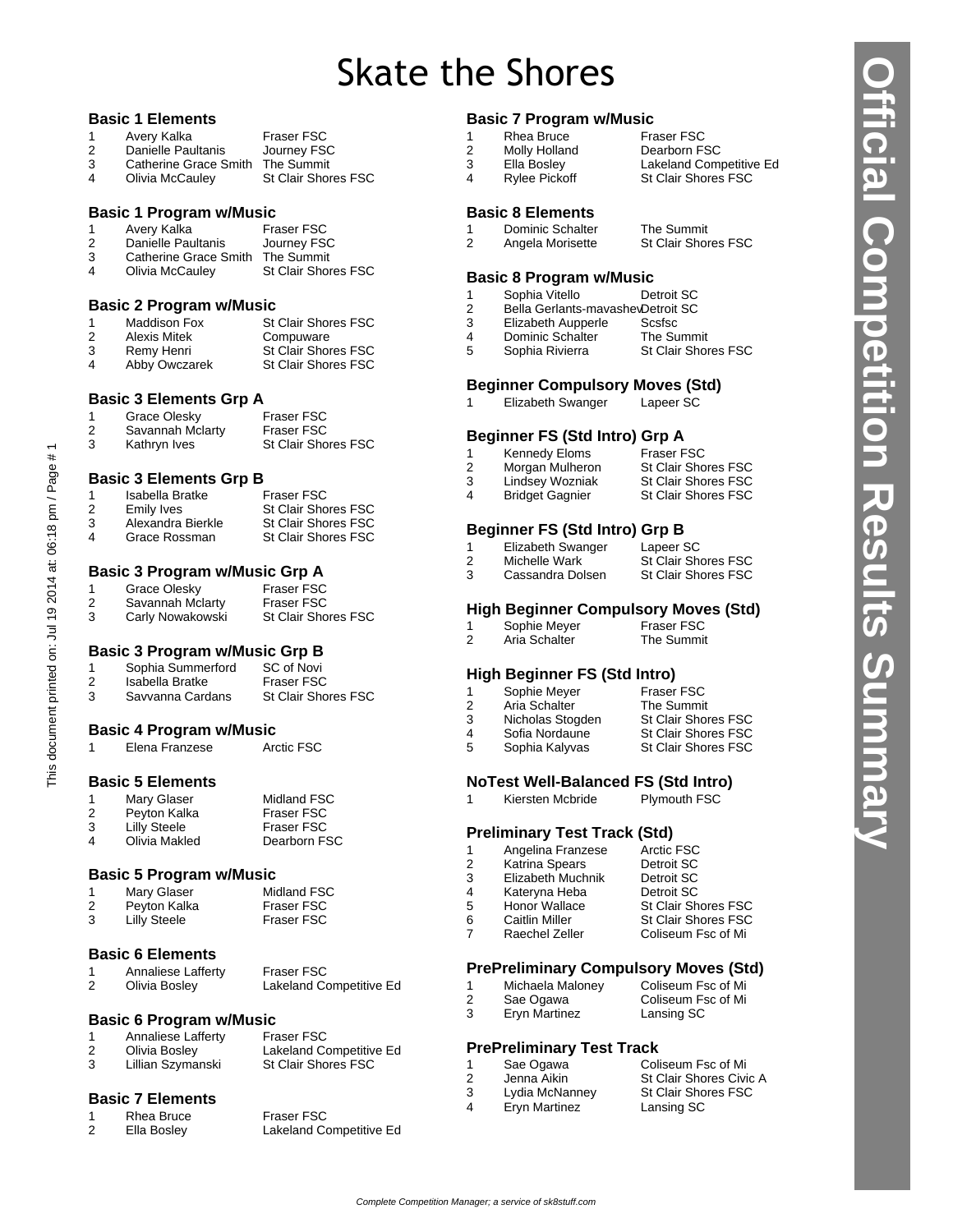# Skate the Shores

## Official Competition Results Summary

### Basic 1 Elements

| | | |
|---|---|---|
| 1 | Avery Kalka | Fraser FSC |
| 2 | Danielle Paultanis | Journey FSC |
| 3 | Catherine Grace Smith | The Summit |
| 4 | Olivia McCauley | St Clair Shores FSC |

### Basic 1 Program w/Music

| | | |
|---|---|---|
| 1 | Avery Kalka | Fraser FSC |
| 2 | Danielle Paultanis | Journey FSC |
| 3 | Catherine Grace Smith | The Summit |
| 4 | Olivia McCauley | St Clair Shores FSC |

### Basic 2 Program w/Music

| | | |
|---|---|---|
| 1 | Maddison Fox | St Clair Shores FSC |
| 2 | Alexis Mitek | Compuware |
| 3 | Remy Henri | St Clair Shores FSC |
| 4 | Abby Owczarek | St Clair Shores FSC |

### Basic 3 Elements Grp A

| | | |
|---|---|---|
| 1 | Grace Olesky | Fraser FSC |
| 2 | Savannah Mclarty | Fraser FSC |
| 3 | Kathryn Ives | St Clair Shores FSC |

### Basic 3 Elements Grp B

| | | |
|---|---|---|
| 1 | Isabella Bratke | Fraser FSC |
| 2 | Emily Ives | St Clair Shores FSC |
| 3 | Alexandra Bierkle | St Clair Shores FSC |
| 4 | Grace Rossman | St Clair Shores FSC |

### Basic 3 Program w/Music Grp A

| | | |
|---|---|---|
| 1 | Grace Olesky | Fraser FSC |
| 2 | Savannah Mclarty | Fraser FSC |
| 3 | Carly Nowakowski | St Clair Shores FSC |

### Basic 3 Program w/Music Grp B

| | | |
|---|---|---|
| 1 | Sophia Summerford | SC of Novi |
| 2 | Isabella Bratke | Fraser FSC |
| 3 | Savvanna Cardans | St Clair Shores FSC |

### Basic 4 Program w/Music

| | | |
|---|---|---|
| 1 | Elena Franzese | Arctic FSC |

### Basic 5 Elements

| | | |
|---|---|---|
| 1 | Mary Glaser | Midland FSC |
| 2 | Peyton Kalka | Fraser FSC |
| 3 | Lilly Steele | Fraser FSC |
| 4 | Olivia Makled | Dearborn FSC |

### Basic 5 Program w/Music

| | | |
|---|---|---|
| 1 | Mary Glaser | Midland FSC |
| 2 | Peyton Kalka | Fraser FSC |
| 3 | Lilly Steele | Fraser FSC |

### Basic 6 Elements

| | | |
|---|---|---|
| 1 | Annaliese Lafferty | Fraser FSC |
| 2 | Olivia Bosley | Lakeland Competitive Ed |

### Basic 6 Program w/Music

| | | |
|---|---|---|
| 1 | Annaliese Lafferty | Fraser FSC |
| 2 | Olivia Bosley | Lakeland Competitive Ed |
| 3 | Lillian Szymanski | St Clair Shores FSC |

### Basic 7 Elements

| | | |
|---|---|---|
| 1 | Rhea Bruce | Fraser FSC |
| 2 | Ella Bosley | Lakeland Competitive Ed |

### Basic 7 Program w/Music

| | | |
|---|---|---|
| 1 | Rhea Bruce | Fraser FSC |
| 2 | Molly Holland | Dearborn FSC |
| 3 | Ella Bosley | Lakeland Competitive Ed |
| 4 | Rylee Pickoff | St Clair Shores FSC |

### Basic 8 Elements

| | | |
|---|---|---|
| 1 | Dominic Schalter | The Summit |
| 2 | Angela Morisette | St Clair Shores FSC |

### Basic 8 Program w/Music

| | | |
|---|---|---|
| 1 | Sophia Vitello | Detroit SC |
| 2 | Bella Gerlants-mavashev | Detroit SC |
| 3 | Elizabeth Aupperle | Scsfsc |
| 4 | Dominic Schalter | The Summit |
| 5 | Sophia Rivierra | St Clair Shores FSC |

### Beginner Compulsory Moves (Std)

| | | |
|---|---|---|
| 1 | Elizabeth Swanger | Lapeer SC |

### Beginner FS (Std Intro) Grp A

| | | |
|---|---|---|
| 1 | Kennedy Eloms | Fraser FSC |
| 2 | Morgan Mulheron | St Clair Shores FSC |
| 3 | Lindsey Wozniak | St Clair Shores FSC |
| 4 | Bridget Gagnier | St Clair Shores FSC |

### Beginner FS (Std Intro) Grp B

| | | |
|---|---|---|
| 1 | Elizabeth Swanger | Lapeer SC |
| 2 | Michelle Wark | St Clair Shores FSC |
| 3 | Cassandra Dolsen | St Clair Shores FSC |

### High Beginner Compulsory Moves (Std)

| | | |
|---|---|---|
| 1 | Sophie Meyer | Fraser FSC |
| 2 | Aria Schalter | The Summit |

### High Beginner FS (Std Intro)

| | | |
|---|---|---|
| 1 | Sophie Meyer | Fraser FSC |
| 2 | Aria Schalter | The Summit |
| 3 | Nicholas Stogden | St Clair Shores FSC |
| 4 | Sofia Nordaune | St Clair Shores FSC |
| 5 | Sophia Kalyvas | St Clair Shores FSC |

### NoTest Well-Balanced FS (Std Intro)

| | | |
|---|---|---|
| 1 | Kiersten Mcbride | Plymouth FSC |

### Preliminary Test Track (Std)

| | | |
|---|---|---|
| 1 | Angelina Franzese | Arctic FSC |
| 2 | Katrina Spears | Detroit SC |
| 3 | Elizabeth Muchnik | Detroit SC |
| 4 | Kateryna Heba | Detroit SC |
| 5 | Honor Wallace | St Clair Shores FSC |
| 6 | Caitlin Miller | St Clair Shores FSC |
| 7 | Raechel Zeller | Coliseum Fsc of Mi |

### PrePreliminary Compulsory Moves (Std)

| | | |
|---|---|---|
| 1 | Michaela Maloney | Coliseum Fsc of Mi |
| 2 | Sae Ogawa | Coliseum Fsc of Mi |
| 3 | Eryn Martinez | Lansing SC |

### PrePreliminary Test Track

| | | |
|---|---|---|
| 1 | Sae Ogawa | Coliseum Fsc of Mi |
| 2 | Jenna Aikin | St Clair Shores Civic A |
| 3 | Lydia McNanney | St Clair Shores FSC |
| 4 | Eryn Martinez | Lansing SC |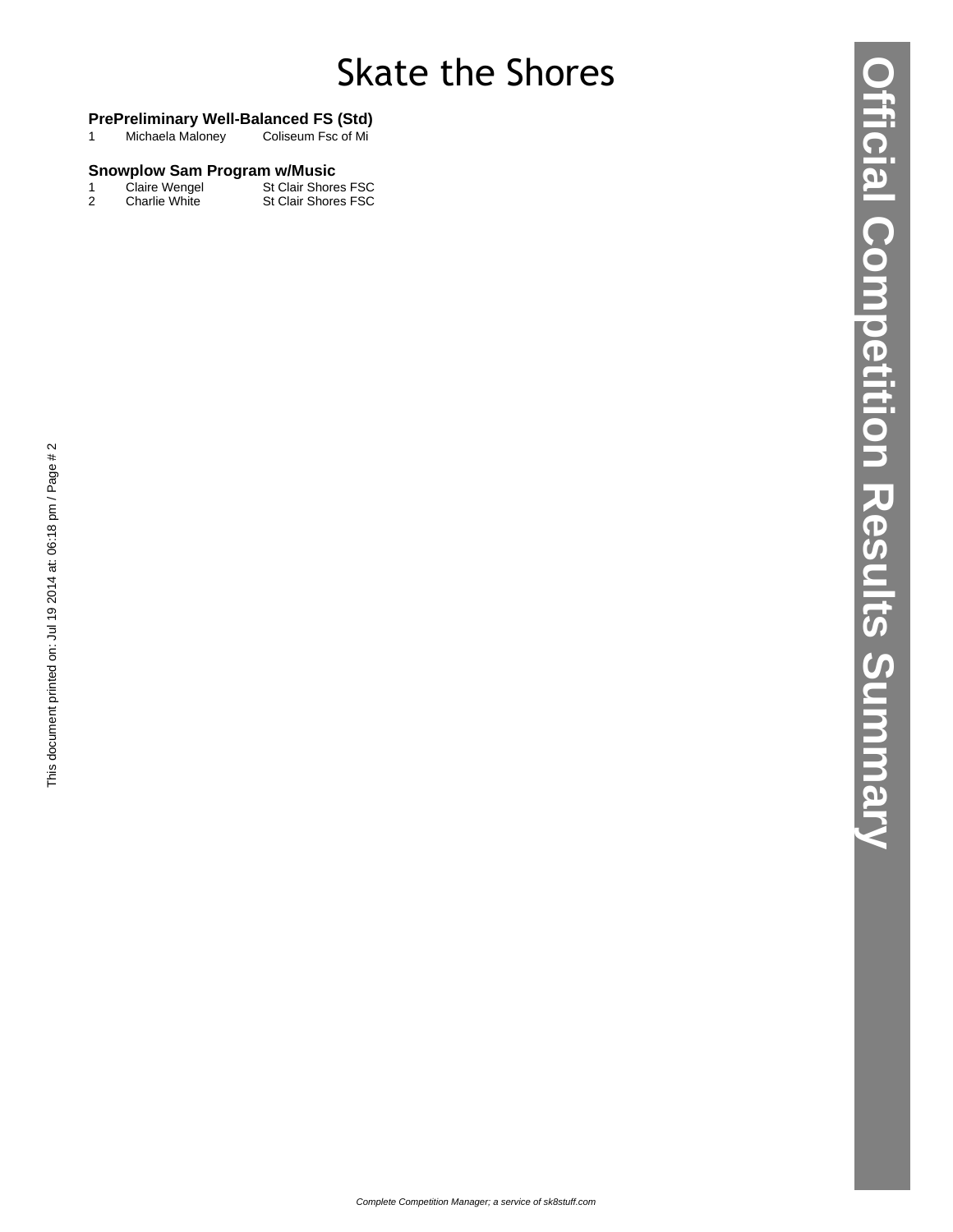# Skate the Shores

### PrePreliminary Well-Balanced FS (Std)

| | | |
|---|---|---|
| 1 | Michaela Maloney | Coliseum Fsc of Mi |

### Snowplow Sam Program w/Music

| | | |
|---|---|---|
| 1 | Claire Wengel | St Clair Shores FSC |
| 2 | Charlie White | St Clair Shores FSC |